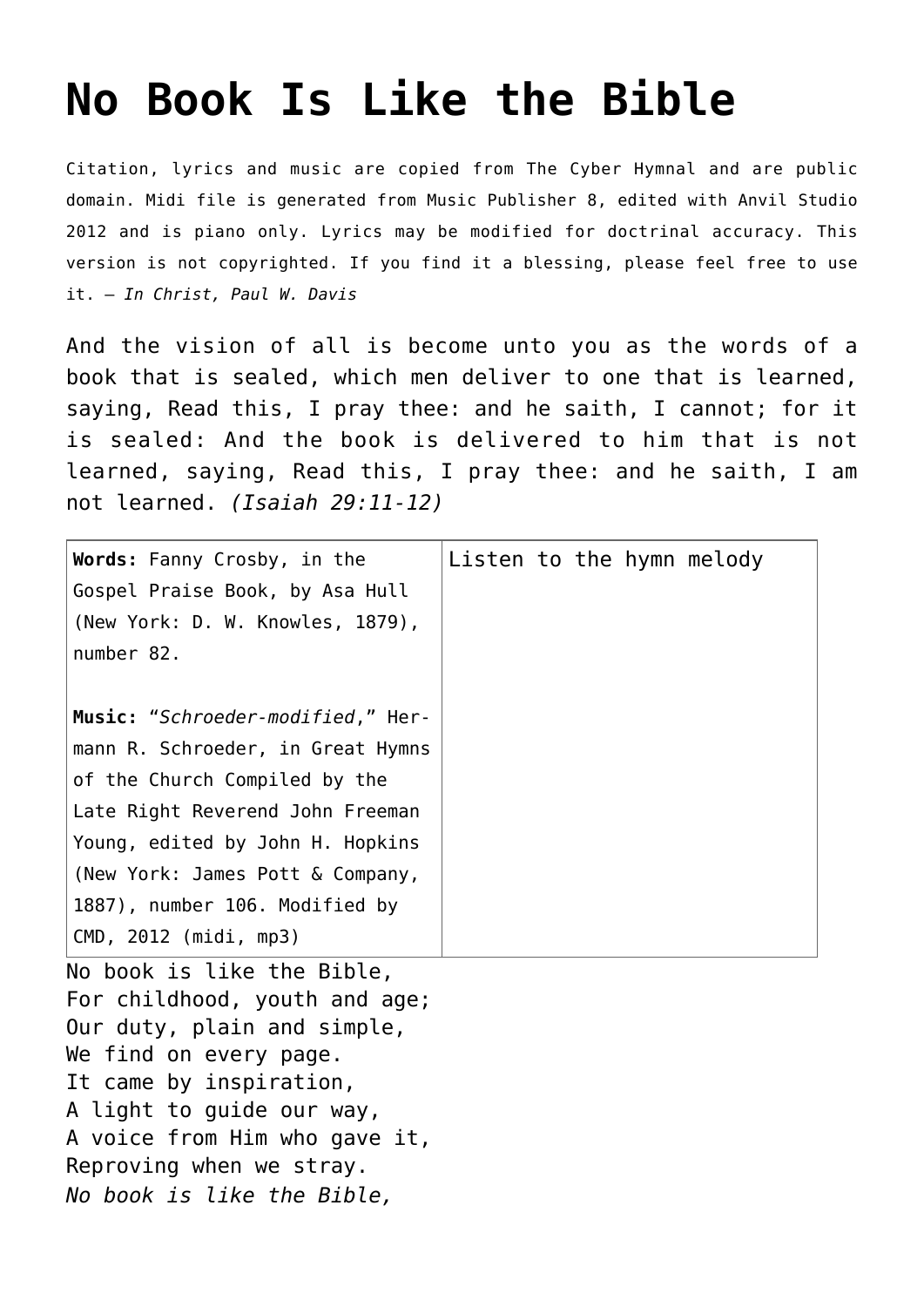# No Book Is Like the Bible

Citation, lyrics and music are copied from The Cyber Hymnal and are public domain. Midi file is generated from Music Publisher 8, edited with Anvil Studio 2012 and is piano only. Lyrics may be modified for doctrinal accuracy. This version is not copyrighted. If you find it a blessing, please feel free to use it. – *In Christ, Paul W. Davis*

And the vision of all is become unto you as the words of a book that is sealed, which men deliver to one that is learned, saying, Read this, I pray thee: and he saith, I cannot; for it is sealed: And the book is delivered to him that is not learned, saying, Read this, I pray thee: and he saith, I am not learned. *(Isaiah 29:11-12)*

| | |
|---|---|
| **Words:** Fanny Crosby, in the Gospel Praise Book, by Asa Hull (New York: D. W. Knowles, 1879), number 82.<br><br>**Music:** "*Schroeder-modified*," Hermann R. Schroeder, in Great Hymns of the Church Compiled by the Late Right Reverend John Freeman Young, edited by John H. Hopkins (New York: James Pott & Company, 1887), number 106. Modified by CMD, 2012 (midi, mp3) | Listen to the hymn melody |

No book is like the Bible,
For childhood, youth and age;
Our duty, plain and simple,
We find on every page.
It came by inspiration,
A light to guide our way,
A voice from Him who gave it,
Reproving when we stray.
*No book is like the Bible,*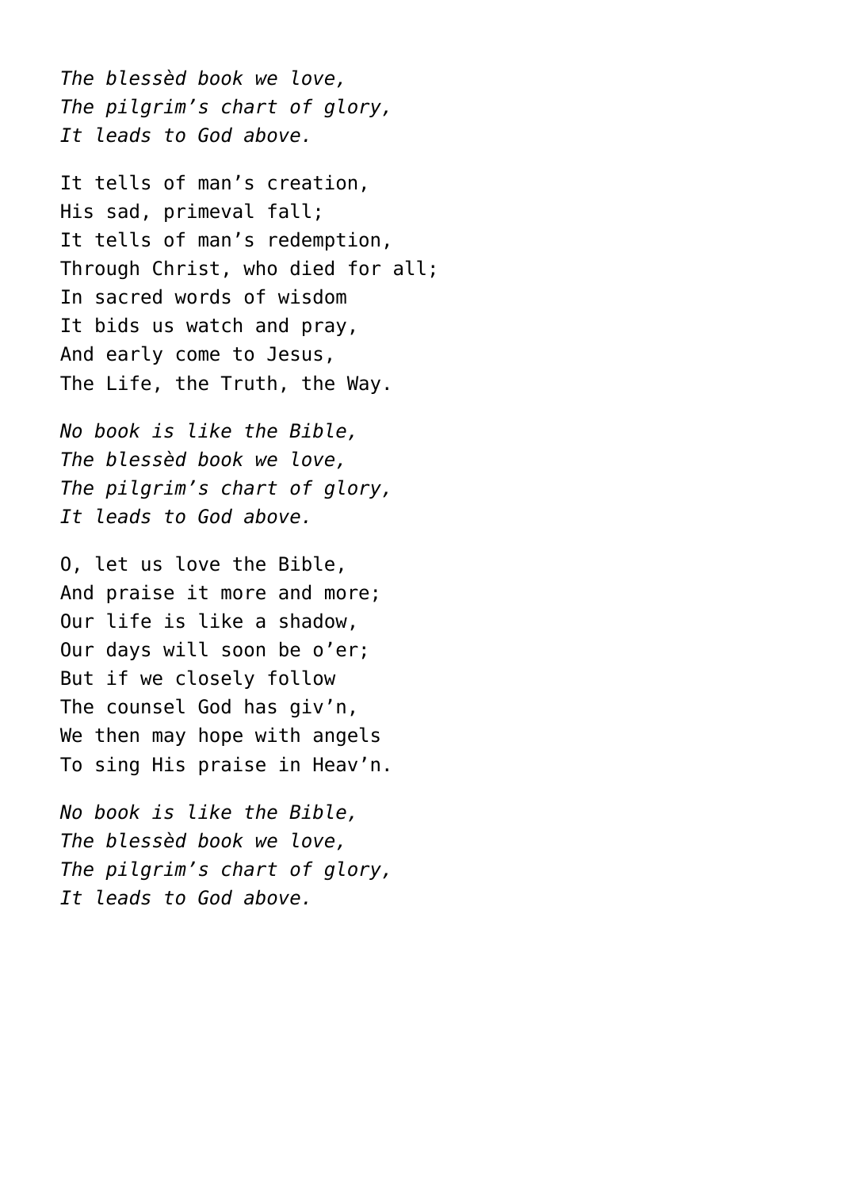*The blessèd book we love,*
*The pilgrim's chart of glory,*
*It leads to God above.*

It tells of man's creation,
His sad, primeval fall;
It tells of man's redemption,
Through Christ, who died for all;
In sacred words of wisdom
It bids us watch and pray,
And early come to Jesus,
The Life, the Truth, the Way.

*No book is like the Bible,*
*The blessèd book we love,*
*The pilgrim's chart of glory,*
*It leads to God above.*

O, let us love the Bible,
And praise it more and more;
Our life is like a shadow,
Our days will soon be o'er;
But if we closely follow
The counsel God has giv'n,
We then may hope with angels
To sing His praise in Heav'n.

*No book is like the Bible,*
*The blessèd book we love,*
*The pilgrim's chart of glory,*
*It leads to God above.*